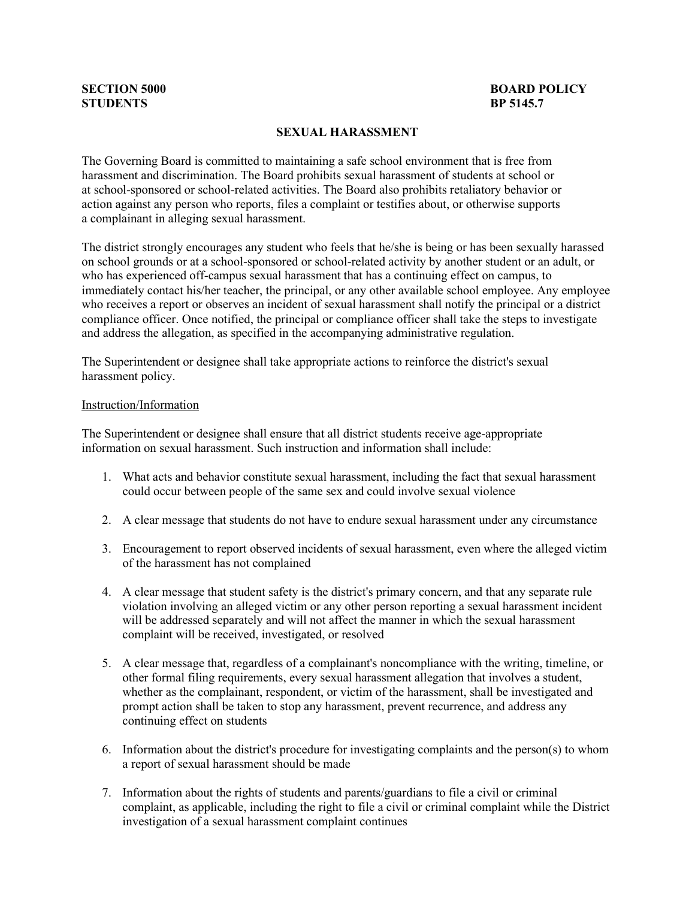**SECTION 5000** **BOARD POLICY**
**STUDENTS** **BP 5145.7**

# SEXUAL HARASSMENT

The Governing Board is committed to maintaining a safe school environment that is free from harassment and discrimination. The Board prohibits sexual harassment of students at school or at school-sponsored or school-related activities. The Board also prohibits retaliatory behavior or action against any person who reports, files a complaint or testifies about, or otherwise supports a complainant in alleging sexual harassment.

The district strongly encourages any student who feels that he/she is being or has been sexually harassed on school grounds or at a school-sponsored or school-related activity by another student or an adult, or who has experienced off-campus sexual harassment that has a continuing effect on campus, to immediately contact his/her teacher, the principal, or any other available school employee. Any employee who receives a report or observes an incident of sexual harassment shall notify the principal or a district compliance officer. Once notified, the principal or compliance officer shall take the steps to investigate and address the allegation, as specified in the accompanying administrative regulation.

The Superintendent or designee shall take appropriate actions to reinforce the district's sexual harassment policy.

<u>Instruction/Information</u>

The Superintendent or designee shall ensure that all district students receive age-appropriate information on sexual harassment. Such instruction and information shall include:

1. What acts and behavior constitute sexual harassment, including the fact that sexual harassment could occur between people of the same sex and could involve sexual violence

2. A clear message that students do not have to endure sexual harassment under any circumstance

3. Encouragement to report observed incidents of sexual harassment, even where the alleged victim of the harassment has not complained

4. A clear message that student safety is the district's primary concern, and that any separate rule violation involving an alleged victim or any other person reporting a sexual harassment incident will be addressed separately and will not affect the manner in which the sexual harassment complaint will be received, investigated, or resolved

5. A clear message that, regardless of a complainant's noncompliance with the writing, timeline, or other formal filing requirements, every sexual harassment allegation that involves a student, whether as the complainant, respondent, or victim of the harassment, shall be investigated and prompt action shall be taken to stop any harassment, prevent recurrence, and address any continuing effect on students

6. Information about the district's procedure for investigating complaints and the person(s) to whom a report of sexual harassment should be made

7. Information about the rights of students and parents/guardians to file a civil or criminal complaint, as applicable, including the right to file a civil or criminal complaint while the District investigation of a sexual harassment complaint continues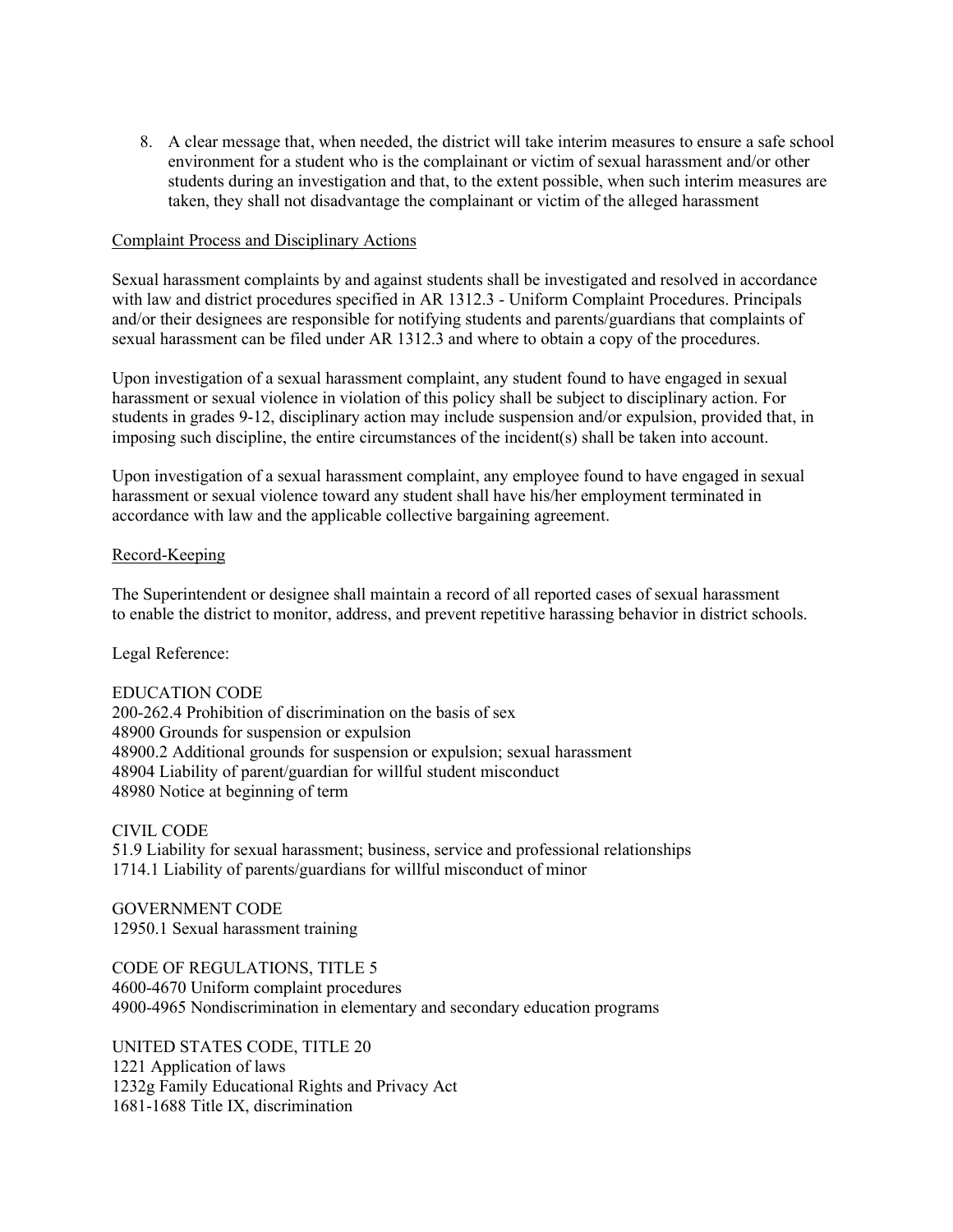8. A clear message that, when needed, the district will take interim measures to ensure a safe school environment for a student who is the complainant or victim of sexual harassment and/or other students during an investigation and that, to the extent possible, when such interim measures are taken, they shall not disadvantage the complainant or victim of the alleged harassment

<u>Complaint Process and Disciplinary Actions</u>

Sexual harassment complaints by and against students shall be investigated and resolved in accordance with law and district procedures specified in AR 1312.3 - Uniform Complaint Procedures. Principals and/or their designees are responsible for notifying students and parents/guardians that complaints of sexual harassment can be filed under AR 1312.3 and where to obtain a copy of the procedures.

Upon investigation of a sexual harassment complaint, any student found to have engaged in sexual harassment or sexual violence in violation of this policy shall be subject to disciplinary action. For students in grades 9-12, disciplinary action may include suspension and/or expulsion, provided that, in imposing such discipline, the entire circumstances of the incident(s) shall be taken into account.

Upon investigation of a sexual harassment complaint, any employee found to have engaged in sexual harassment or sexual violence toward any student shall have his/her employment terminated in accordance with law and the applicable collective bargaining agreement.

<u>Record-Keeping</u>

The Superintendent or designee shall maintain a record of all reported cases of sexual harassment to enable the district to monitor, address, and prevent repetitive harassing behavior in district schools.

Legal Reference:

EDUCATION CODE
200-262.4 Prohibition of discrimination on the basis of sex
48900 Grounds for suspension or expulsion
48900.2 Additional grounds for suspension or expulsion; sexual harassment
48904 Liability of parent/guardian for willful student misconduct
48980 Notice at beginning of term

CIVIL CODE
51.9 Liability for sexual harassment; business, service and professional relationships
1714.1 Liability of parents/guardians for willful misconduct of minor

GOVERNMENT CODE
12950.1 Sexual harassment training

CODE OF REGULATIONS, TITLE 5
4600-4670 Uniform complaint procedures
4900-4965 Nondiscrimination in elementary and secondary education programs

UNITED STATES CODE, TITLE 20
1221 Application of laws
1232g Family Educational Rights and Privacy Act
1681-1688 Title IX, discrimination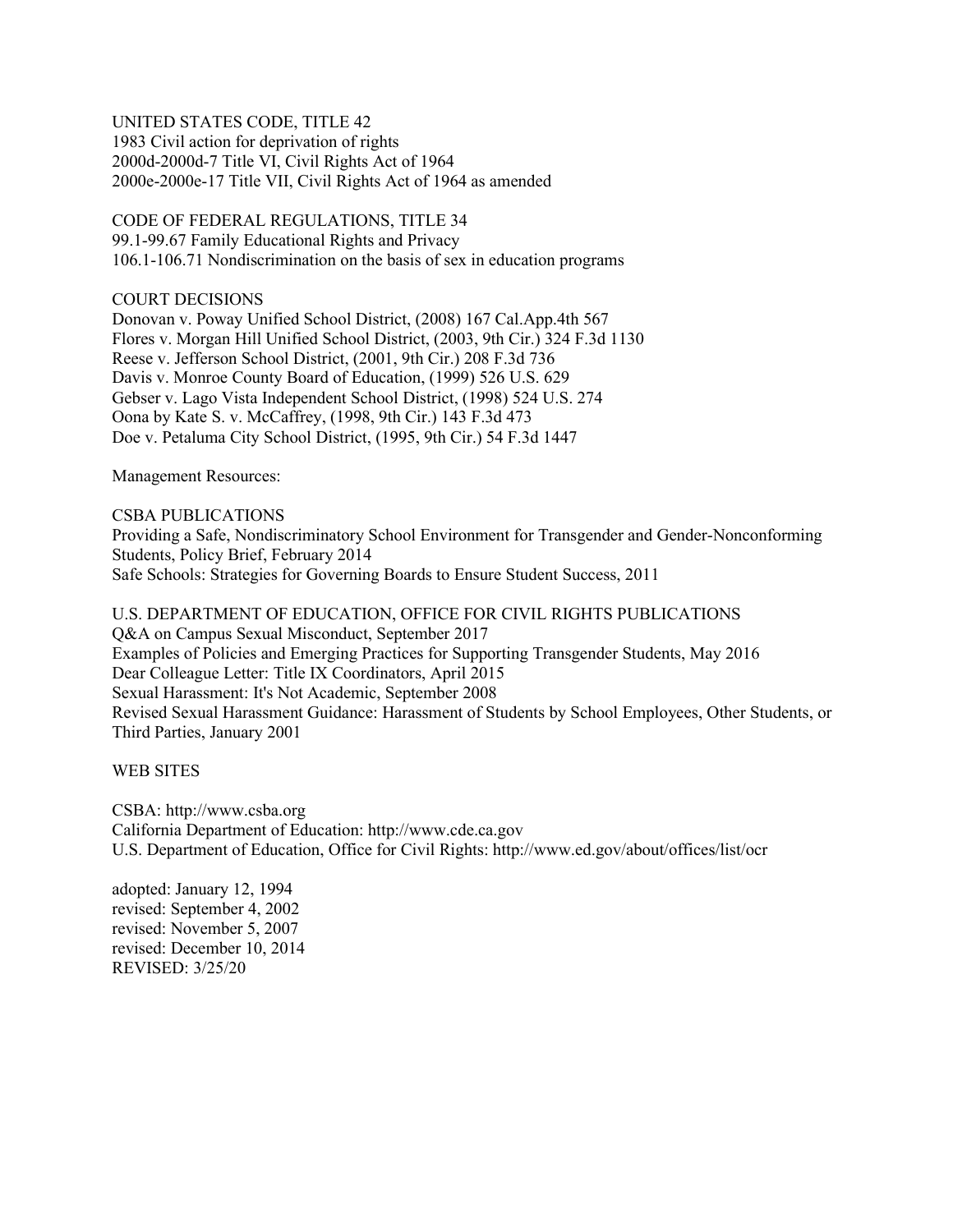UNITED STATES CODE, TITLE 42
1983 Civil action for deprivation of rights
2000d-2000d-7 Title VI, Civil Rights Act of 1964
2000e-2000e-17 Title VII, Civil Rights Act of 1964 as amended

CODE OF FEDERAL REGULATIONS, TITLE 34
99.1-99.67 Family Educational Rights and Privacy
106.1-106.71 Nondiscrimination on the basis of sex in education programs

COURT DECISIONS
Donovan v. Poway Unified School District, (2008) 167 Cal.App.4th 567
Flores v. Morgan Hill Unified School District, (2003, 9th Cir.) 324 F.3d 1130
Reese v. Jefferson School District, (2001, 9th Cir.) 208 F.3d 736
Davis v. Monroe County Board of Education, (1999) 526 U.S. 629
Gebser v. Lago Vista Independent School District, (1998) 524 U.S. 274
Oona by Kate S. v. McCaffrey, (1998, 9th Cir.) 143 F.3d 473
Doe v. Petaluma City School District, (1995, 9th Cir.) 54 F.3d 1447

Management Resources:

CSBA PUBLICATIONS
Providing a Safe, Nondiscriminatory School Environment for Transgender and Gender-Nonconforming Students, Policy Brief, February 2014
Safe Schools: Strategies for Governing Boards to Ensure Student Success, 2011

U.S. DEPARTMENT OF EDUCATION, OFFICE FOR CIVIL RIGHTS PUBLICATIONS
Q&A on Campus Sexual Misconduct, September 2017
Examples of Policies and Emerging Practices for Supporting Transgender Students, May 2016
Dear Colleague Letter: Title IX Coordinators, April 2015
Sexual Harassment: It's Not Academic, September 2008
Revised Sexual Harassment Guidance: Harassment of Students by School Employees, Other Students, or Third Parties, January 2001

WEB SITES

CSBA: http://www.csba.org
California Department of Education: http://www.cde.ca.gov
U.S. Department of Education, Office for Civil Rights: http://www.ed.gov/about/offices/list/ocr

adopted: January 12, 1994
revised: September 4, 2002
revised: November 5, 2007
revised: December 10, 2014
REVISED: 3/25/20